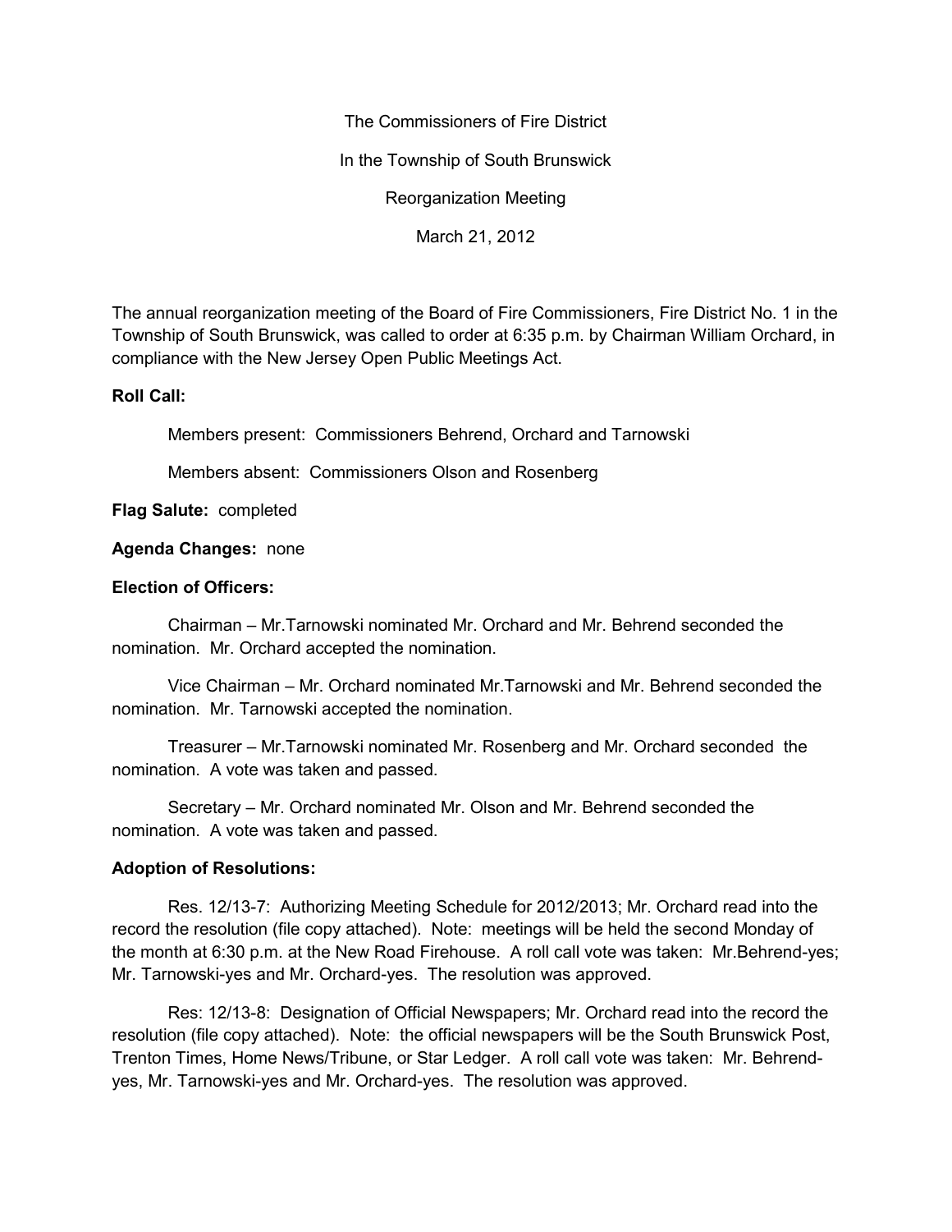The Commissioners of Fire District

In the Township of South Brunswick

Reorganization Meeting

March 21, 2012

The annual reorganization meeting of the Board of Fire Commissioners, Fire District No. 1 in the Township of South Brunswick, was called to order at 6:35 p.m. by Chairman William Orchard, in compliance with the New Jersey Open Public Meetings Act.

**Roll Call:**

Members present: Commissioners Behrend, Orchard and Tarnowski

Members absent: Commissioners Olson and Rosenberg

**Flag Salute:** completed

**Agenda Changes:** none

**Election of Officers:**

Chairman – Mr.Tarnowski nominated Mr. Orchard and Mr. Behrend seconded the nomination. Mr. Orchard accepted the nomination.

Vice Chairman – Mr. Orchard nominated Mr.Tarnowski and Mr. Behrend seconded the nomination. Mr. Tarnowski accepted the nomination.

Treasurer – Mr.Tarnowski nominated Mr. Rosenberg and Mr. Orchard seconded the nomination. A vote was taken and passed.

Secretary – Mr. Orchard nominated Mr. Olson and Mr. Behrend seconded the nomination. A vote was taken and passed.

**Adoption of Resolutions:**

Res. 12/13-7: Authorizing Meeting Schedule for 2012/2013; Mr. Orchard read into the record the resolution (file copy attached). Note: meetings will be held the second Monday of the month at 6:30 p.m. at the New Road Firehouse. A roll call vote was taken: Mr.Behrend-yes; Mr. Tarnowski-yes and Mr. Orchard-yes. The resolution was approved.

Res: 12/13-8: Designation of Official Newspapers; Mr. Orchard read into the record the resolution (file copy attached). Note: the official newspapers will be the South Brunswick Post, Trenton Times, Home News/Tribune, or Star Ledger. A roll call vote was taken: Mr. Behrend-yes, Mr. Tarnowski-yes and Mr. Orchard-yes. The resolution was approved.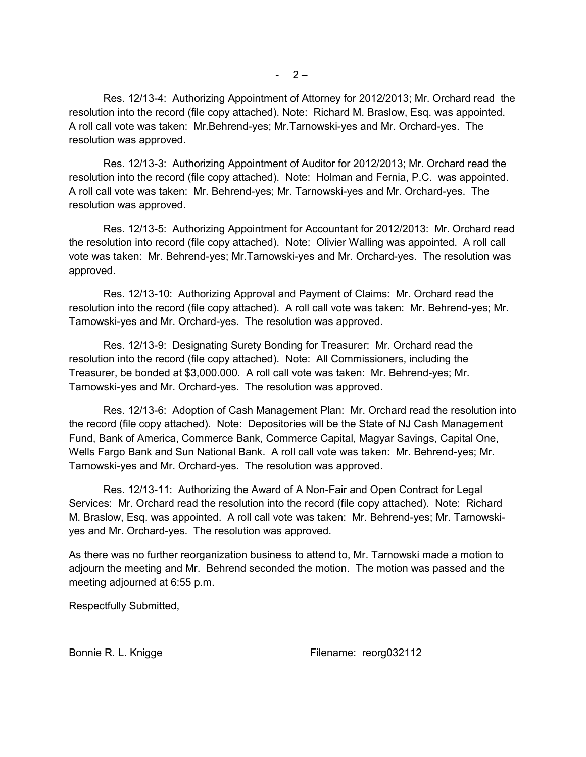Res. 12/13-4: Authorizing Appointment of Attorney for 2012/2013; Mr. Orchard read the resolution into the record (file copy attached). Note: Richard M. Braslow, Esq. was appointed. A roll call vote was taken: Mr.Behrend-yes; Mr.Tarnowski-yes and Mr. Orchard-yes. The resolution was approved.

Res. 12/13-3: Authorizing Appointment of Auditor for 2012/2013; Mr. Orchard read the resolution into the record (file copy attached). Note: Holman and Fernia, P.C. was appointed. A roll call vote was taken: Mr. Behrend-yes; Mr. Tarnowski-yes and Mr. Orchard-yes. The resolution was approved.

Res. 12/13-5: Authorizing Appointment for Accountant for 2012/2013: Mr. Orchard read the resolution into record (file copy attached). Note: Olivier Walling was appointed. A roll call vote was taken: Mr. Behrend-yes; Mr.Tarnowski-yes and Mr. Orchard-yes. The resolution was approved.

Res. 12/13-10: Authorizing Approval and Payment of Claims: Mr. Orchard read the resolution into the record (file copy attached). A roll call vote was taken: Mr. Behrend-yes; Mr. Tarnowski-yes and Mr. Orchard-yes. The resolution was approved.

Res. 12/13-9: Designating Surety Bonding for Treasurer: Mr. Orchard read the resolution into the record (file copy attached). Note: All Commissioners, including the Treasurer, be bonded at $3,000.000. A roll call vote was taken: Mr. Behrend-yes; Mr. Tarnowski-yes and Mr. Orchard-yes. The resolution was approved.

Res. 12/13-6: Adoption of Cash Management Plan: Mr. Orchard read the resolution into the record (file copy attached). Note: Depositories will be the State of NJ Cash Management Fund, Bank of America, Commerce Bank, Commerce Capital, Magyar Savings, Capital One, Wells Fargo Bank and Sun National Bank. A roll call vote was taken: Mr. Behrend-yes; Mr. Tarnowski-yes and Mr. Orchard-yes. The resolution was approved.

Res. 12/13-11: Authorizing the Award of A Non-Fair and Open Contract for Legal Services: Mr. Orchard read the resolution into the record (file copy attached). Note: Richard M. Braslow, Esq. was appointed. A roll call vote was taken: Mr. Behrend-yes; Mr. Tarnowski-yes and Mr. Orchard-yes. The resolution was approved.

As there was no further reorganization business to attend to, Mr. Tarnowski made a motion to adjourn the meeting and Mr. Behrend seconded the motion. The motion was passed and the meeting adjourned at 6:55 p.m.

Respectfully Submitted,

Bonnie R. L. Knigge

Filename: reorg032112